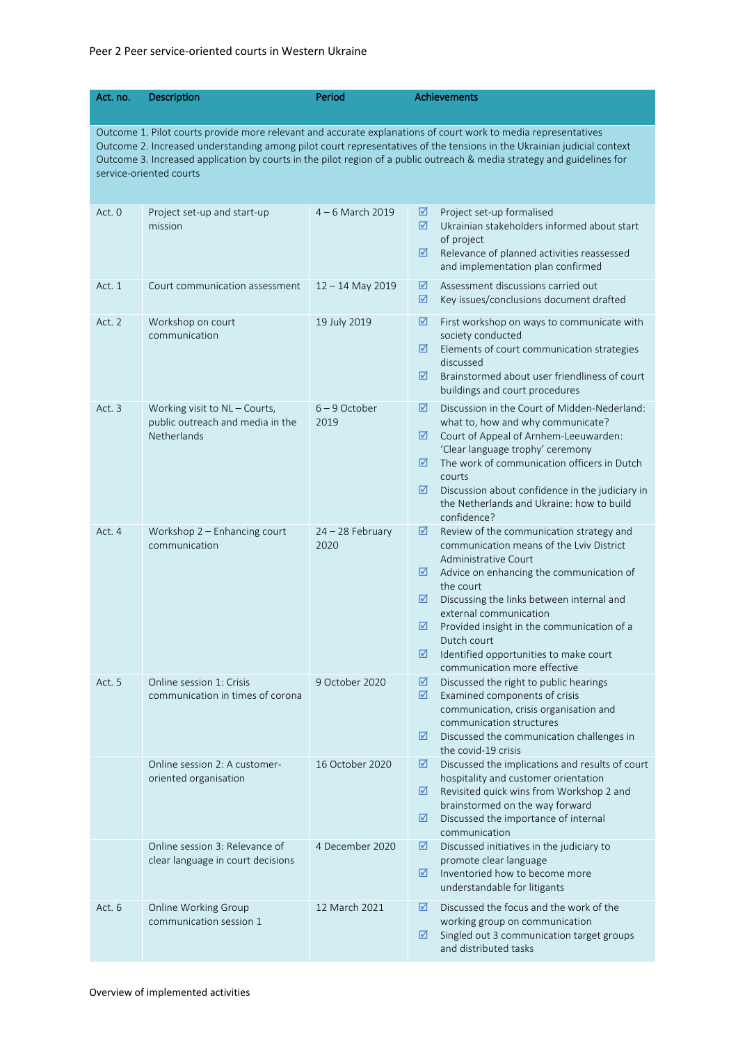| Act. no. | Description | Period | Achievements |
|---|---|---|---|
| Outcome 1. Pilot courts provide more relevant and accurate explanations of court work to media representatives<br>Outcome 2. Increased understanding among pilot court representatives of the tensions in the Ukrainian judicial context<br>Outcome 3. Increased application by courts in the pilot region of a public outreach & media strategy and guidelines for service-oriented courts | | | |
| Act. 0 | Project set-up and start-up mission | 4 – 6 March 2019 | ☑ Project set-up formalised<br>☑ Ukrainian stakeholders informed about start of project<br>☑ Relevance of planned activities reassessed and implementation plan confirmed |
| Act. 1 | Court communication assessment | 12 – 14 May 2019 | ☑ Assessment discussions carried out<br>☑ Key issues/conclusions document drafted |
| Act. 2 | Workshop on court communication | 19 July 2019 | ☑ First workshop on ways to communicate with society conducted<br>☑ Elements of court communication strategies discussed<br>☑ Brainstormed about user friendliness of court buildings and court procedures |
| Act. 3 | Working visit to NL – Courts, public outreach and media in the Netherlands | 6 – 9 October 2019 | ☑ Discussion in the Court of Midden-Nederland: what to, how and why communicate?<br>☑ Court of Appeal of Arnhem-Leeuwarden: 'Clear language trophy' ceremony<br>☑ The work of communication officers in Dutch courts<br>☑ Discussion about confidence in the judiciary in the Netherlands and Ukraine: how to build confidence? |
| Act. 4 | Workshop 2 – Enhancing court communication | 24 – 28 February 2020 | ☑ Review of the communication strategy and communication means of the Lviv District Administrative Court<br>☑ Advice on enhancing the communication of the court<br>☑ Discussing the links between internal and external communication<br>☑ Provided insight in the communication of a Dutch court<br>☑ Identified opportunities to make court communication more effective |
| Act. 5 | Online session 1: Crisis communication in times of corona | 9 October 2020 | ☑ Discussed the right to public hearings<br>☑ Examined components of crisis communication, crisis organisation and communication structures<br>☑ Discussed the communication challenges in the covid-19 crisis |
| | Online session 2: A customer-oriented organisation | 16 October 2020 | ☑ Discussed the implications and results of court hospitality and customer orientation<br>☑ Revisited quick wins from Workshop 2 and brainstormed on the way forward<br>☑ Discussed the importance of internal communication |
| | Online session 3: Relevance of clear language in court decisions | 4 December 2020 | ☑ Discussed initiatives in the judiciary to promote clear language<br>☑ Inventoried how to become more understandable for litigants |
| Act. 6 | Online Working Group communication session 1 | 12 March 2021 | ☑ Discussed the focus and the work of the working group on communication<br>☑ Singled out 3 communication target groups and distributed tasks |

Overview of implemented activities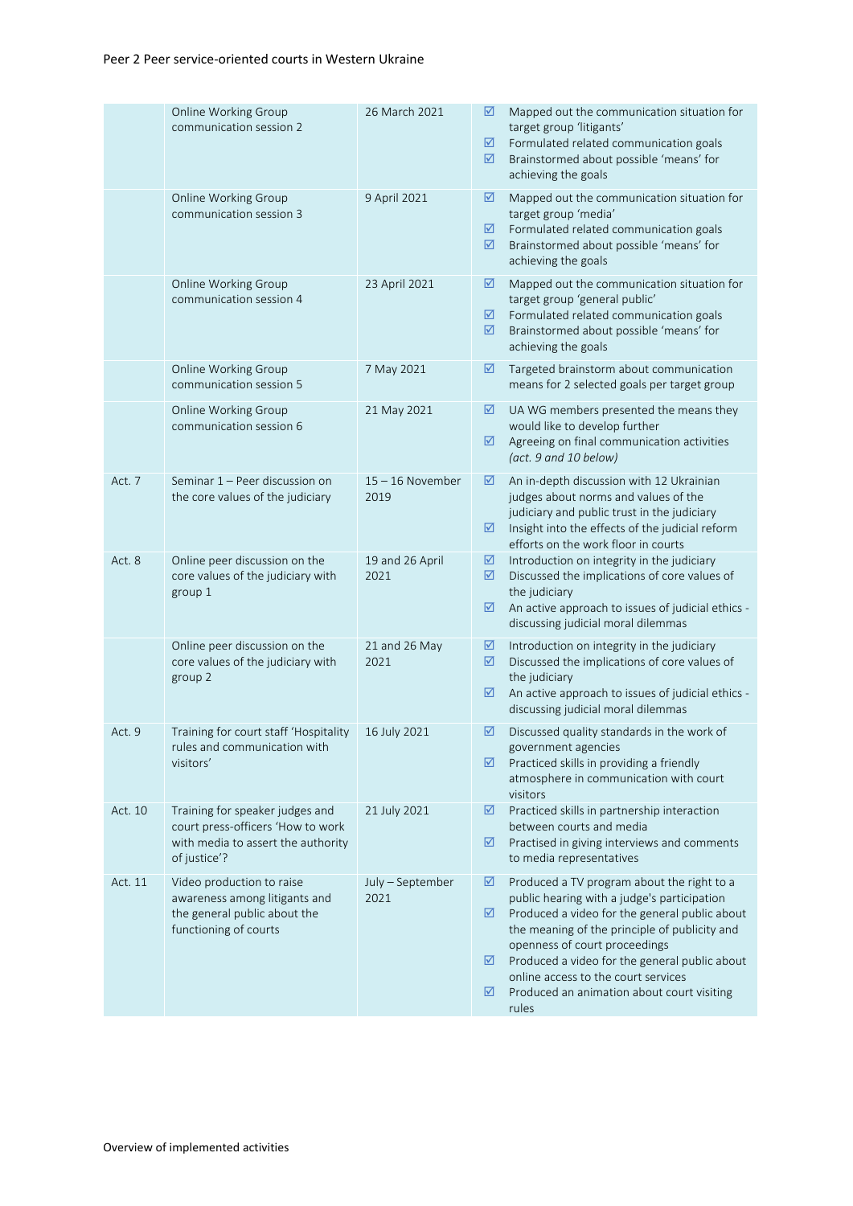| | | | |
|---|---|---|---|
| | Online Working Group communication session 2 | 26 March 2021 | ☑ Mapped out the communication situation for target group 'litigants'<br>☑ Formulated related communication goals<br>☑ Brainstormed about possible 'means' for achieving the goals |
| | Online Working Group communication session 3 | 9 April 2021 | ☑ Mapped out the communication situation for target group 'media'<br>☑ Formulated related communication goals<br>☑ Brainstormed about possible 'means' for achieving the goals |
| | Online Working Group communication session 4 | 23 April 2021 | ☑ Mapped out the communication situation for target group 'general public'<br>☑ Formulated related communication goals<br>☑ Brainstormed about possible 'means' for achieving the goals |
| | Online Working Group communication session 5 | 7 May 2021 | ☑ Targeted brainstorm about communication means for 2 selected goals per target group |
| | Online Working Group communication session 6 | 21 May 2021 | ☑ UA WG members presented the means they would like to develop further<br>☑ Agreeing on final communication activities *(act. 9 and 10 below)* |
| Act. 7 | Seminar 1 – Peer discussion on the core values of the judiciary | 15 – 16 November 2019 | ☑ An in-depth discussion with 12 Ukrainian judges about norms and values of the judiciary and public trust in the judiciary<br>☑ Insight into the effects of the judicial reform efforts on the work floor in courts |
| Act. 8 | Online peer discussion on the core values of the judiciary with group 1 | 19 and 26 April 2021 | ☑ Introduction on integrity in the judiciary<br>☑ Discussed the implications of core values of the judiciary<br>☑ An active approach to issues of judicial ethics - discussing judicial moral dilemmas |
| | Online peer discussion on the core values of the judiciary with group 2 | 21 and 26 May 2021 | ☑ Introduction on integrity in the judiciary<br>☑ Discussed the implications of core values of the judiciary<br>☑ An active approach to issues of judicial ethics - discussing judicial moral dilemmas |
| Act. 9 | Training for court staff 'Hospitality rules and communication with visitors' | 16 July 2021 | ☑ Discussed quality standards in the work of government agencies<br>☑ Practiced skills in providing a friendly atmosphere in communication with court visitors |
| Act. 10 | Training for speaker judges and court press-officers 'How to work with media to assert the authority of justice'? | 21 July 2021 | ☑ Practiced skills in partnership interaction between courts and media<br>☑ Practised in giving interviews and comments to media representatives |
| Act. 11 | Video production to raise awareness among litigants and the general public about the functioning of courts | July – September 2021 | ☑ Produced a TV program about the right to a public hearing with a judge's participation<br>☑ Produced a video for the general public about the meaning of the principle of publicity and openness of court proceedings<br>☑ Produced a video for the general public about online access to the court services<br>☑ Produced an animation about court visiting rules |